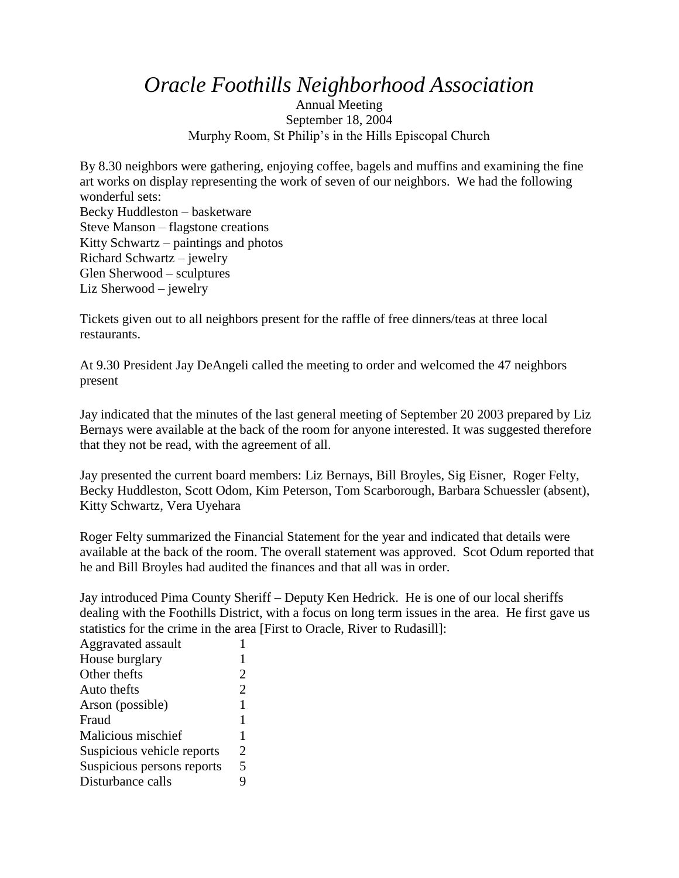# *Oracle Foothills Neighborhood Association*

Annual Meeting
September 18, 2004
Murphy Room, St Philip's in the Hills Episcopal Church

By 8.30 neighbors were gathering, enjoying coffee, bagels and muffins and examining the fine art works on display representing the work of seven of our neighbors. We had the following wonderful sets:
Becky Huddleston – basketware
Steve Manson – flagstone creations
Kitty Schwartz – paintings and photos
Richard Schwartz – jewelry
Glen Sherwood – sculptures
Liz Sherwood – jewelry

Tickets given out to all neighbors present for the raffle of free dinners/teas at three local restaurants.

At 9.30 President Jay DeAngeli called the meeting to order and welcomed the 47 neighbors present

Jay indicated that the minutes of the last general meeting of September 20 2003 prepared by Liz Bernays were available at the back of the room for anyone interested. It was suggested therefore that they not be read, with the agreement of all.

Jay presented the current board members: Liz Bernays, Bill Broyles, Sig Eisner, Roger Felty, Becky Huddleston, Scott Odom, Kim Peterson, Tom Scarborough, Barbara Schuessler (absent), Kitty Schwartz, Vera Uyehara

Roger Felty summarized the Financial Statement for the year and indicated that details were available at the back of the room. The overall statement was approved. Scot Odum reported that he and Bill Broyles had audited the finances and that all was in order.

Jay introduced Pima County Sheriff – Deputy Ken Hedrick. He is one of our local sheriffs dealing with the Foothills District, with a focus on long term issues in the area. He first gave us statistics for the crime in the area [First to Oracle, River to Rudasill]:

| | |
|---|---|
| Aggravated assault | 1 |
| House burglary | 1 |
| Other thefts | 2 |
| Auto thefts | 2 |
| Arson (possible) | 1 |
| Fraud | 1 |
| Malicious mischief | 1 |
| Suspicious vehicle reports | 2 |
| Suspicious persons reports | 5 |
| Disturbance calls | 9 |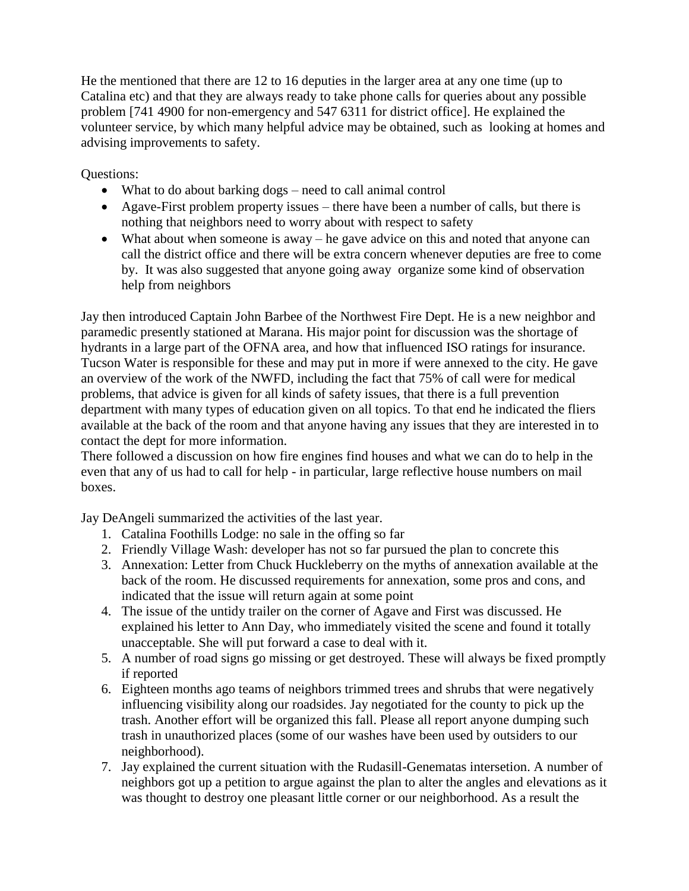He the mentioned that there are 12 to 16 deputies in the larger area at any one time (up to Catalina etc) and that they are always ready to take phone calls for queries about any possible problem [741 4900 for non-emergency and 547 6311 for district office]. He explained the volunteer service, by which many helpful advice may be obtained, such as looking at homes and advising improvements to safety.

Questions:

- What to do about barking dogs – need to call animal control
- Agave-First problem property issues – there have been a number of calls, but there is nothing that neighbors need to worry about with respect to safety
- What about when someone is away – he gave advice on this and noted that anyone can call the district office and there will be extra concern whenever deputies are free to come by. It was also suggested that anyone going away organize some kind of observation help from neighbors

Jay then introduced Captain John Barbee of the Northwest Fire Dept. He is a new neighbor and paramedic presently stationed at Marana. His major point for discussion was the shortage of hydrants in a large part of the OFNA area, and how that influenced ISO ratings for insurance. Tucson Water is responsible for these and may put in more if were annexed to the city. He gave an overview of the work of the NWFD, including the fact that 75% of call were for medical problems, that advice is given for all kinds of safety issues, that there is a full prevention department with many types of education given on all topics. To that end he indicated the fliers available at the back of the room and that anyone having any issues that they are interested in to contact the dept for more information.
There followed a discussion on how fire engines find houses and what we can do to help in the even that any of us had to call for help - in particular, large reflective house numbers on mail boxes.

Jay DeAngeli summarized the activities of the last year.

1. Catalina Foothills Lodge: no sale in the offing so far
2. Friendly Village Wash: developer has not so far pursued the plan to concrete this
3. Annexation: Letter from Chuck Huckleberry on the myths of annexation available at the back of the room. He discussed requirements for annexation, some pros and cons, and indicated that the issue will return again at some point
4. The issue of the untidy trailer on the corner of Agave and First was discussed. He explained his letter to Ann Day, who immediately visited the scene and found it totally unacceptable. She will put forward a case to deal with it.
5. A number of road signs go missing or get destroyed. These will always be fixed promptly if reported
6. Eighteen months ago teams of neighbors trimmed trees and shrubs that were negatively influencing visibility along our roadsides. Jay negotiated for the county to pick up the trash. Another effort will be organized this fall. Please all report anyone dumping such trash in unauthorized places (some of our washes have been used by outsiders to our neighborhood).
7. Jay explained the current situation with the Rudasill-Genematas intersetion. A number of neighbors got up a petition to argue against the plan to alter the angles and elevations as it was thought to destroy one pleasant little corner or our neighborhood. As a result the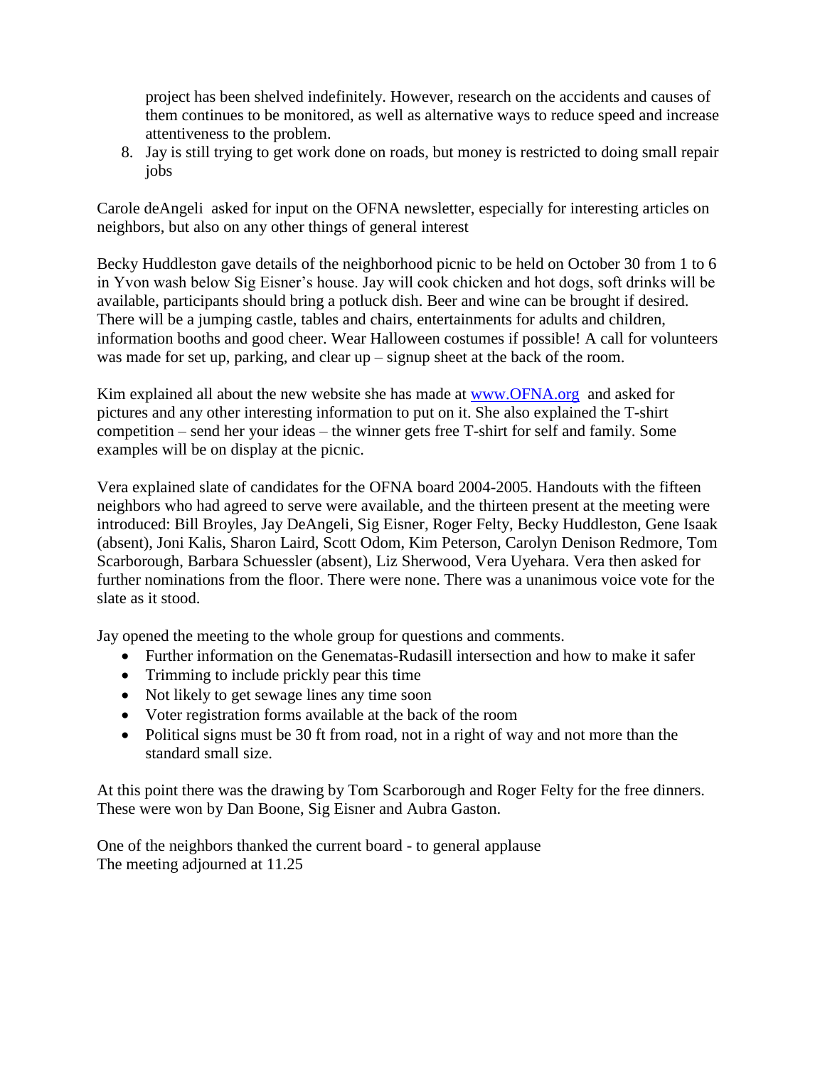project has been shelved indefinitely. However, research on the accidents and causes of them continues to be monitored, as well as alternative ways to reduce speed and increase attentiveness to the problem.

8. Jay is still trying to get work done on roads, but money is restricted to doing small repair jobs

Carole deAngeli asked for input on the OFNA newsletter, especially for interesting articles on neighbors, but also on any other things of general interest

Becky Huddleston gave details of the neighborhood picnic to be held on October 30 from 1 to 6 in Yvon wash below Sig Eisner's house. Jay will cook chicken and hot dogs, soft drinks will be available, participants should bring a potluck dish. Beer and wine can be brought if desired. There will be a jumping castle, tables and chairs, entertainments for adults and children, information booths and good cheer. Wear Halloween costumes if possible! A call for volunteers was made for set up, parking, and clear up – signup sheet at the back of the room.

Kim explained all about the new website she has made at [www.OFNA.org](http://www.OFNA.org) and asked for pictures and any other interesting information to put on it. She also explained the T-shirt competition – send her your ideas – the winner gets free T-shirt for self and family. Some examples will be on display at the picnic.

Vera explained slate of candidates for the OFNA board 2004-2005. Handouts with the fifteen neighbors who had agreed to serve were available, and the thirteen present at the meeting were introduced: Bill Broyles, Jay DeAngeli, Sig Eisner, Roger Felty, Becky Huddleston, Gene Isaak (absent), Joni Kalis, Sharon Laird, Scott Odom, Kim Peterson, Carolyn Denison Redmore, Tom Scarborough, Barbara Schuessler (absent), Liz Sherwood, Vera Uyehara. Vera then asked for further nominations from the floor. There were none. There was a unanimous voice vote for the slate as it stood.

Jay opened the meeting to the whole group for questions and comments.

- Further information on the Genematas-Rudasill intersection and how to make it safer
- Trimming to include prickly pear this time
- Not likely to get sewage lines any time soon
- Voter registration forms available at the back of the room
- Political signs must be 30 ft from road, not in a right of way and not more than the standard small size.

At this point there was the drawing by Tom Scarborough and Roger Felty for the free dinners. These were won by Dan Boone, Sig Eisner and Aubra Gaston.

One of the neighbors thanked the current board - to general applause
The meeting adjourned at 11.25